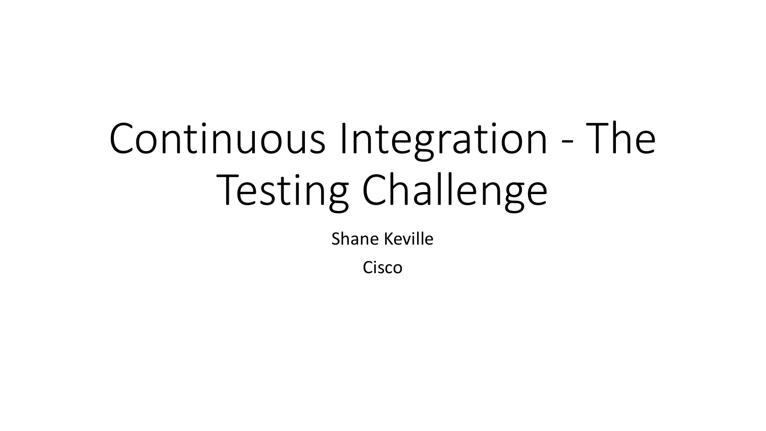# Continuous Integration - The Testing Challenge

Shane Keville

Cisco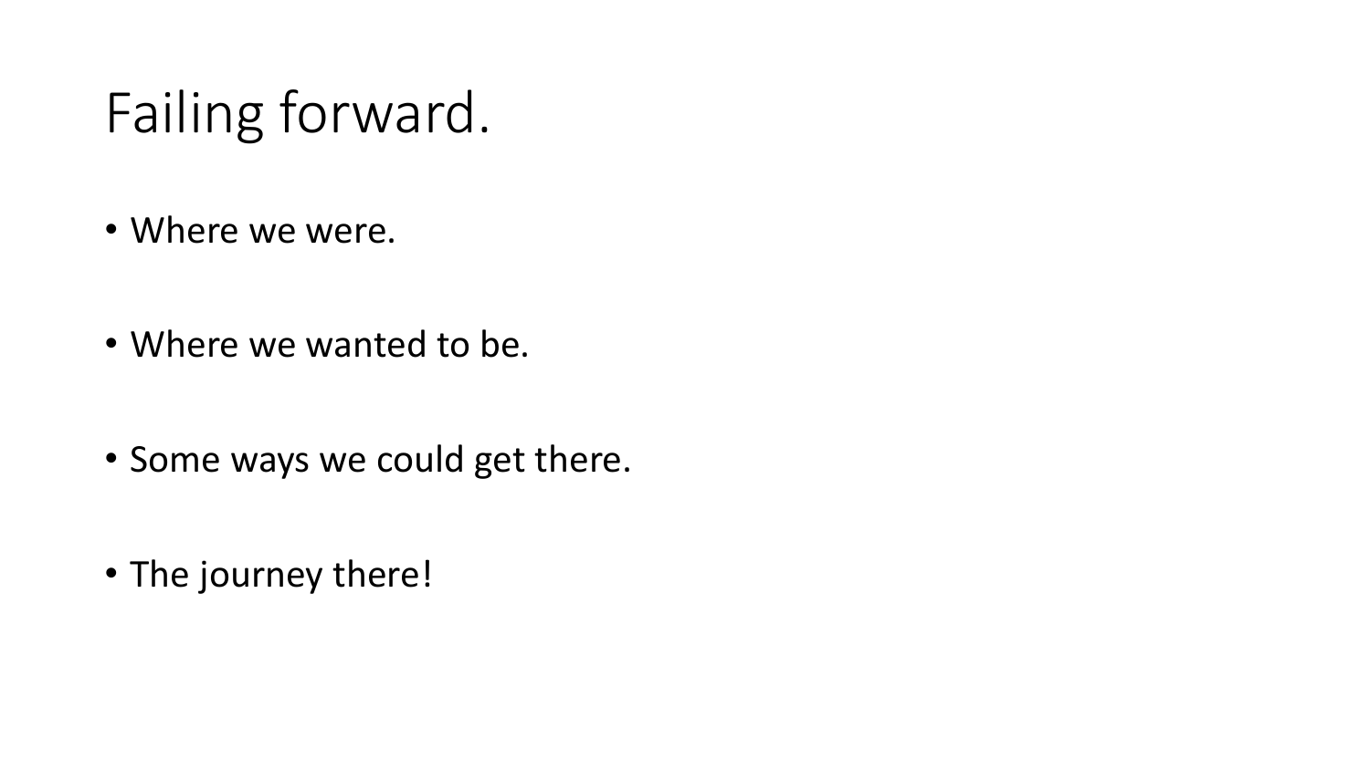# Failing forward.

- Where we were.
- Where we wanted to be.
- Some ways we could get there.
- The journey there!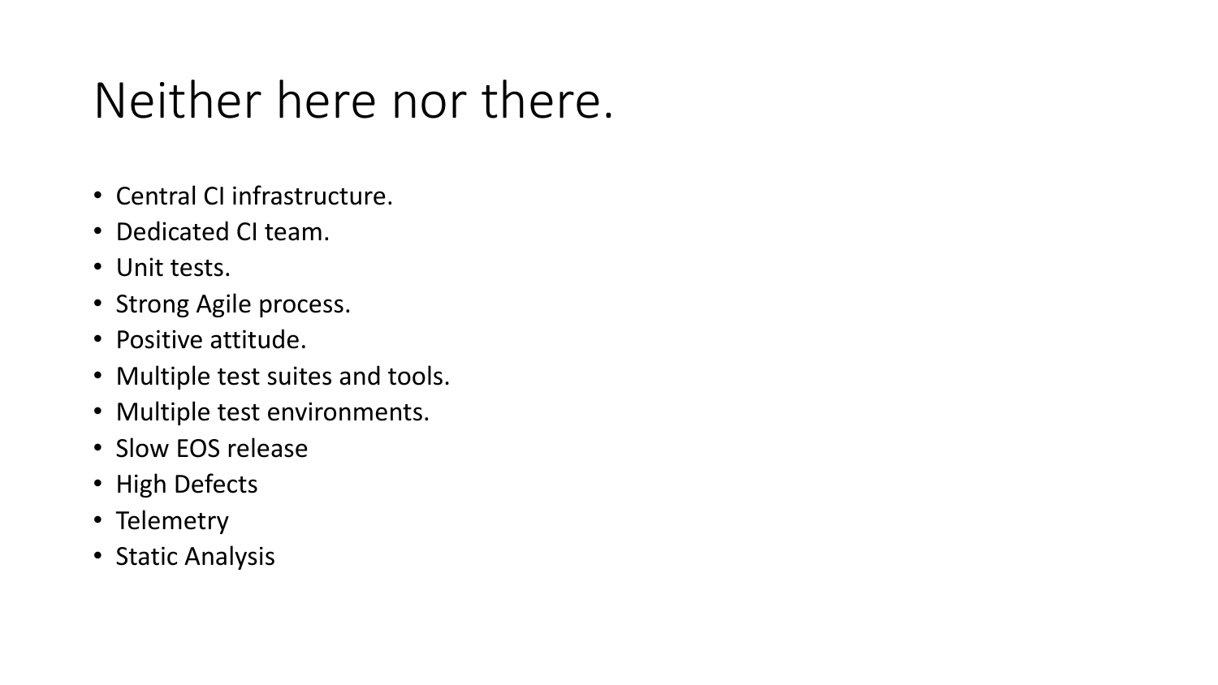# Neither here nor there.

- Central CI infrastructure.
- Dedicated CI team.
- Unit tests.
- Strong Agile process.
- Positive attitude.
- Multiple test suites and tools.
- Multiple test environments.
- Slow EOS release
- High Defects
- Telemetry
- Static Analysis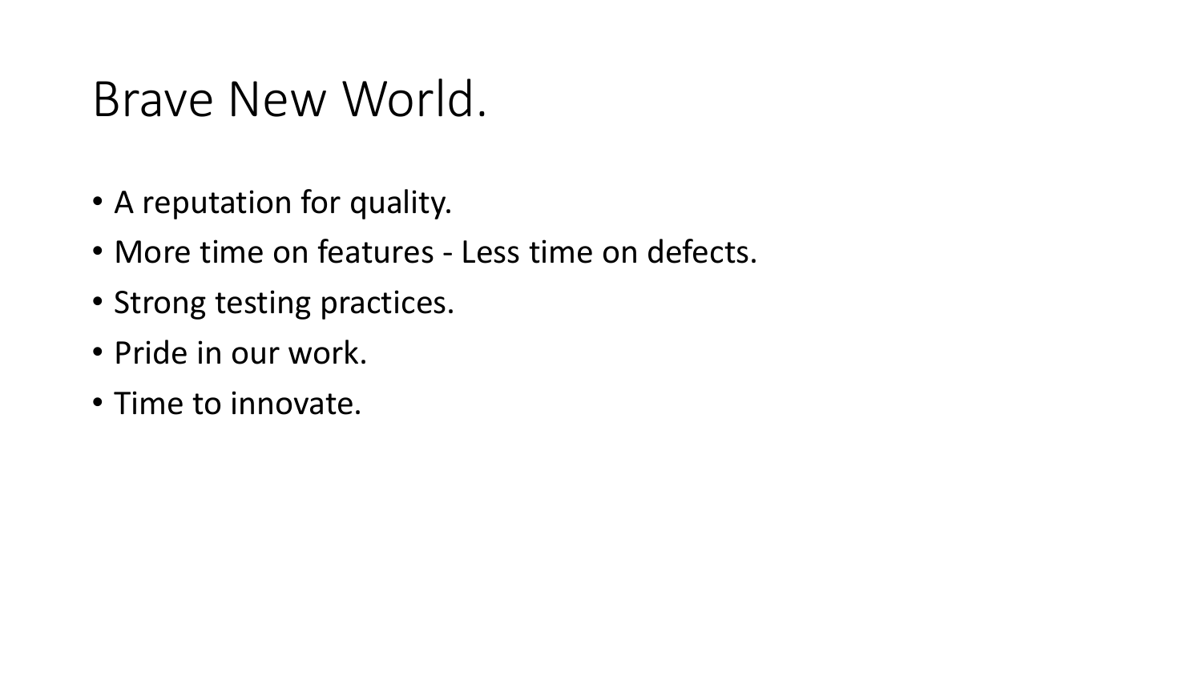# Brave New World.

- A reputation for quality.
- More time on features - Less time on defects.
- Strong testing practices.
- Pride in our work.
- Time to innovate.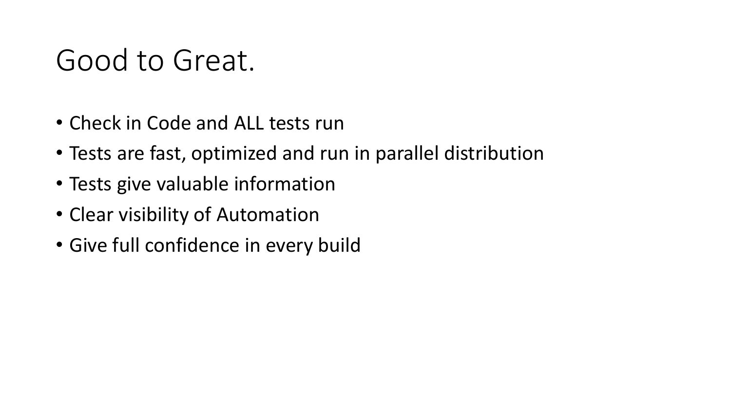# Good to Great.

- Check in Code and ALL tests run
- Tests are fast, optimized and run in parallel distribution
- Tests give valuable information
- Clear visibility of Automation
- Give full confidence in every build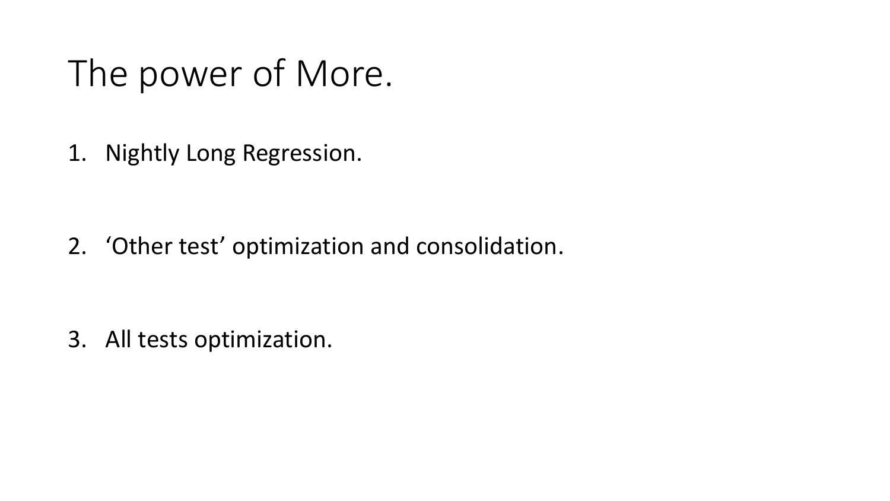# The power of More.

1. Nightly Long Regression.

2. 'Other test' optimization and consolidation.

3. All tests optimization.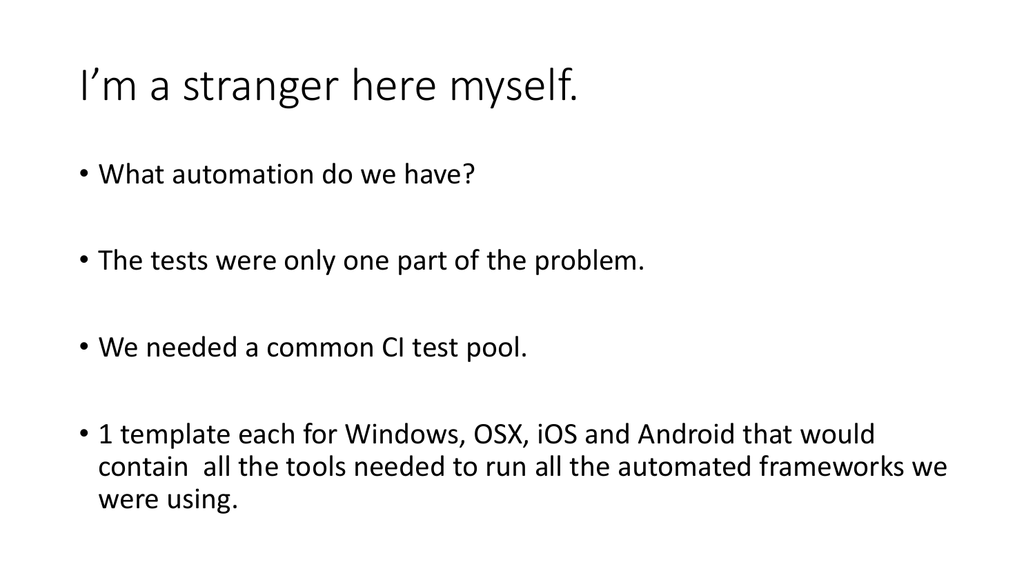# I'm a stranger here myself.

- What automation do we have?
- The tests were only one part of the problem.
- We needed a common CI test pool.
- 1 template each for Windows, OSX, iOS and Android that would contain all the tools needed to run all the automated frameworks we were using.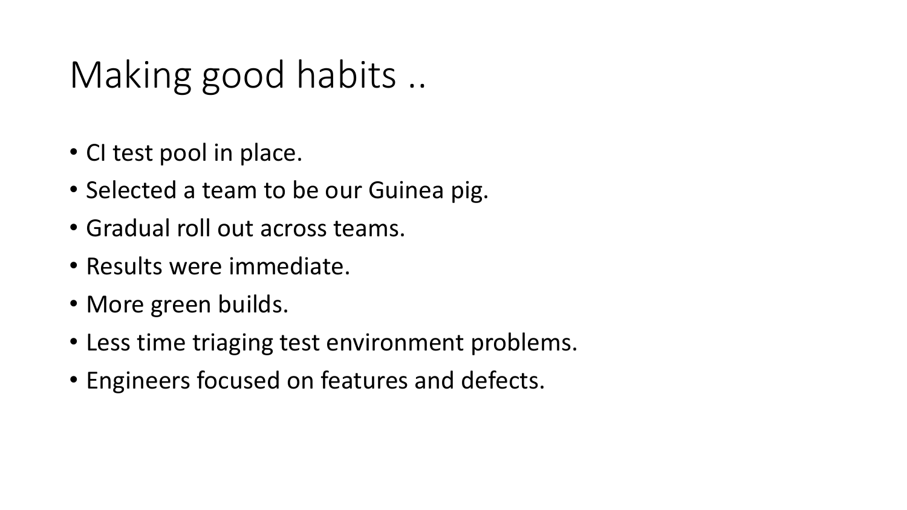# Making good habits ..

- CI test pool in place.
- Selected a team to be our Guinea pig.
- Gradual roll out across teams.
- Results were immediate.
- More green builds.
- Less time triaging test environment problems.
- Engineers focused on features and defects.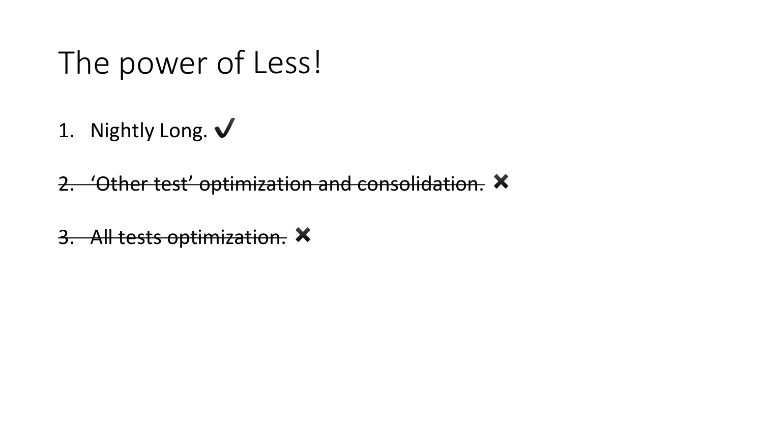# The power of Less!

1. Nightly Long. ✔

2. ~~‘Other test’ optimization and consolidation.~~ ✖

3. ~~All tests optimization.~~ ✖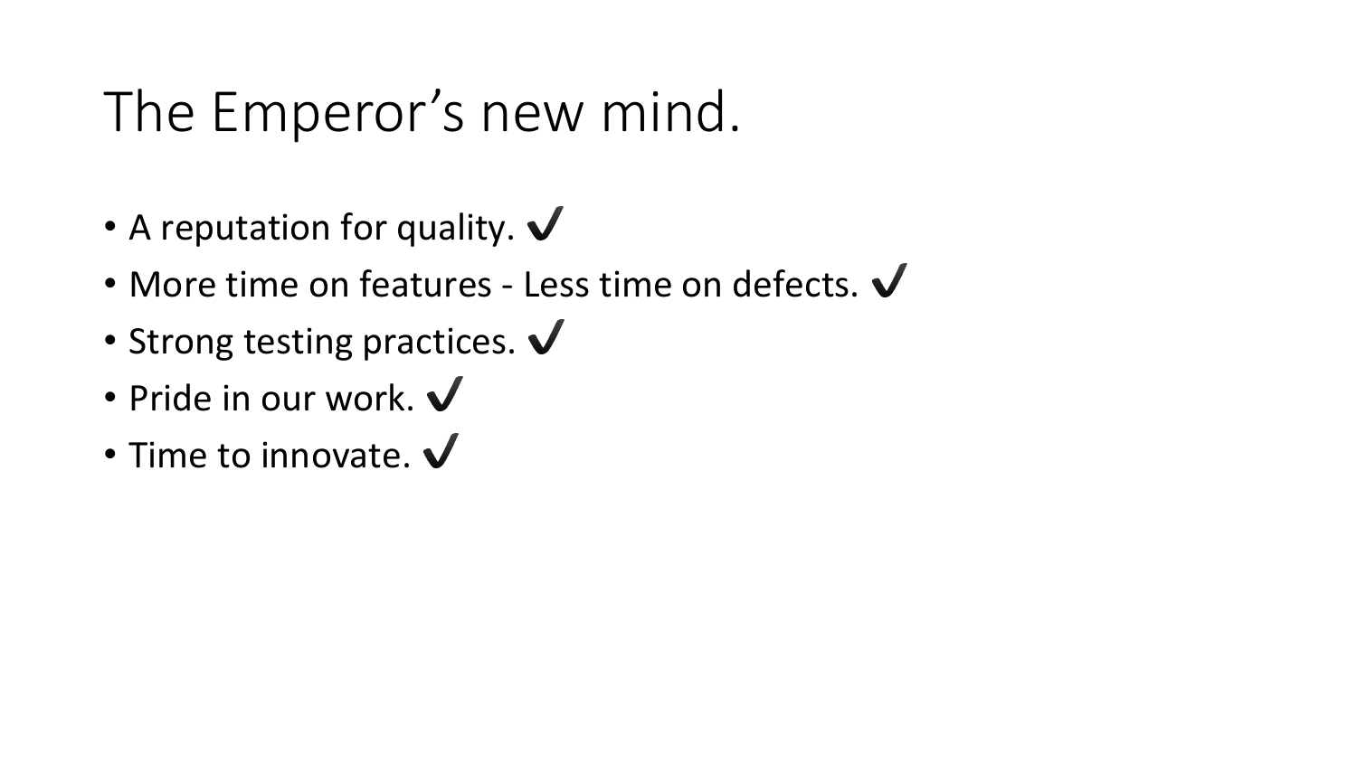# The Emperor’s new mind.

- A reputation for quality. ✔
- More time on features - Less time on defects. ✔
- Strong testing practices. ✔
- Pride in our work. ✔
- Time to innovate. ✔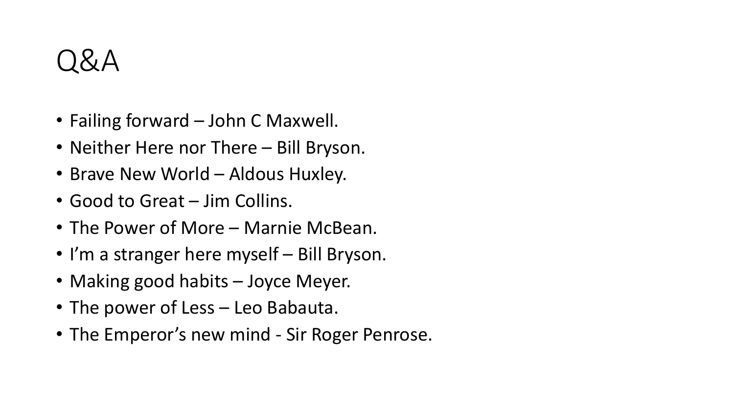# Q&A

- Failing forward – John C Maxwell.
- Neither Here nor There – Bill Bryson.
- Brave New World – Aldous Huxley.
- Good to Great – Jim Collins.
- The Power of More – Marnie McBean.
- I'm a stranger here myself – Bill Bryson.
- Making good habits – Joyce Meyer.
- The power of Less – Leo Babauta.
- The Emperor's new mind - Sir Roger Penrose.